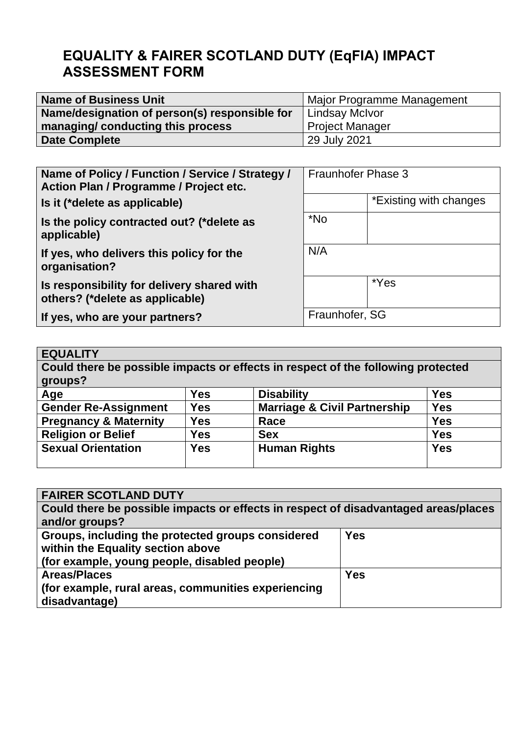# EQUALITY & FAIRER SCOTLAND DUTY (EqFIA) IMPACT ASSESSMENT FORM

| **Name of Business Unit** | Major Programme Management |
|---|---|
| **Name/designation of person(s) responsible for managing/ conducting this process** | Lindsay McIvor<br>Project Manager |
| **Date Complete** | 29 July 2021 |

| **Name of Policy / Function / Service / Strategy / Action Plan / Programme / Project etc.** | Fraunhofer Phase 3 | |
|---|---|---|
| **Is it (*delete as applicable)** | | *Existing with changes |
| **Is the policy contracted out? (*delete as applicable)** | *No | |
| **If yes, who delivers this policy for the organisation?** | N/A | |
| **Is responsibility for delivery shared with others? (*delete as applicable)** | | *Yes |
| **If yes, who are your partners?** | Fraunhofer, SG | |

| **EQUALITY** | | | |
|---|---|---|---|
| **Could there be possible impacts or effects in respect of the following protected groups?** | | | |
| **Age** | **Yes** | **Disability** | **Yes** |
| **Gender Re-Assignment** | **Yes** | **Marriage & Civil Partnership** | **Yes** |
| **Pregnancy & Maternity** | **Yes** | **Race** | **Yes** |
| **Religion or Belief** | **Yes** | **Sex** | **Yes** |
| **Sexual Orientation** | **Yes** | **Human Rights** | **Yes** |

| **FAIRER SCOTLAND DUTY** | |
|---|---|
| **Could there be possible impacts or effects in respect of disadvantaged areas/places and/or groups?** | |
| **Groups, including the protected groups considered within the Equality section above (for example, young people, disabled people)** | **Yes** |
| **Areas/Places (for example, rural areas, communities experiencing disadvantage)** | **Yes** |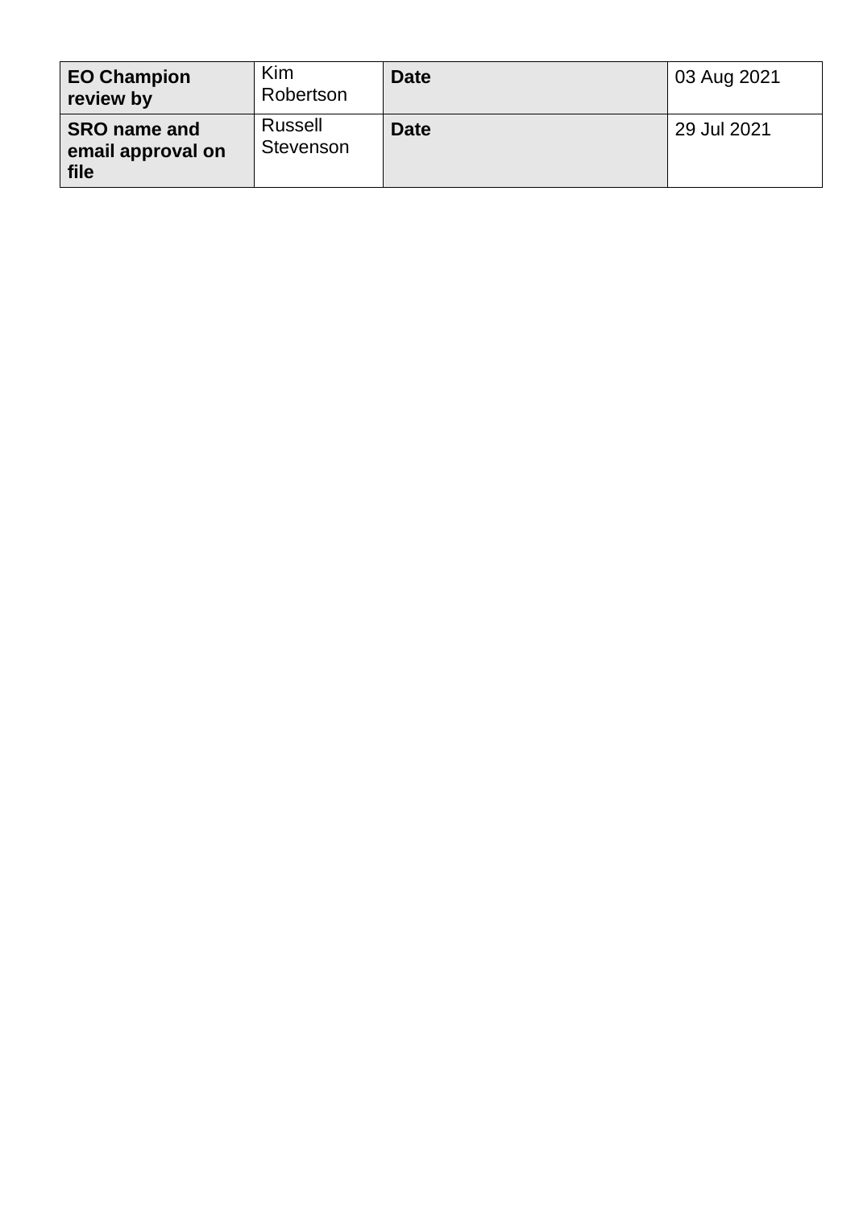| **EO Champion review by** | Kim Robertson | **Date** | 03 Aug 2021 |
|---|---|---|---|
| **SRO name and email approval on file** | Russell Stevenson | **Date** | 29 Jul 2021 |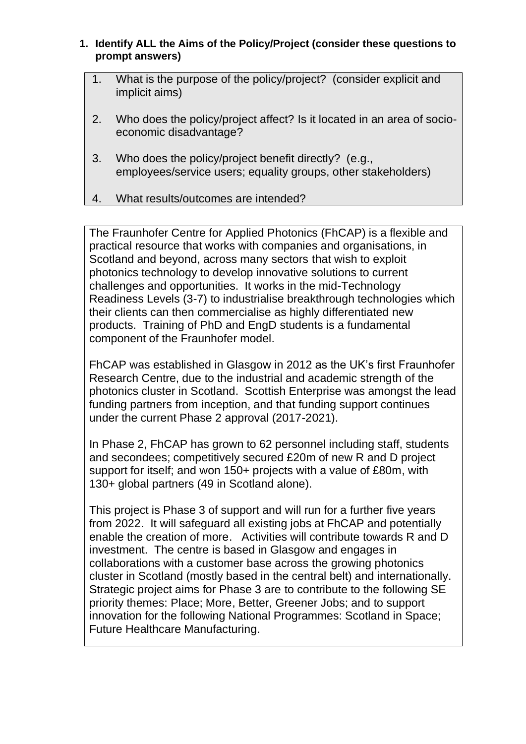**1. Identify ALL the Aims of the Policy/Project (consider these questions to prompt answers)**

1. What is the purpose of the policy/project? (consider explicit and implicit aims)
2. Who does the policy/project affect? Is it located in an area of socio-economic disadvantage?
3. Who does the policy/project benefit directly? (e.g., employees/service users; equality groups, other stakeholders)
4. What results/outcomes are intended?

The Fraunhofer Centre for Applied Photonics (FhCAP) is a flexible and practical resource that works with companies and organisations, in Scotland and beyond, across many sectors that wish to exploit photonics technology to develop innovative solutions to current challenges and opportunities. It works in the mid-Technology Readiness Levels (3-7) to industrialise breakthrough technologies which their clients can then commercialise as highly differentiated new products. Training of PhD and EngD students is a fundamental component of the Fraunhofer model.

FhCAP was established in Glasgow in 2012 as the UK's first Fraunhofer Research Centre, due to the industrial and academic strength of the photonics cluster in Scotland. Scottish Enterprise was amongst the lead funding partners from inception, and that funding support continues under the current Phase 2 approval (2017-2021).

In Phase 2, FhCAP has grown to 62 personnel including staff, students and secondees; competitively secured £20m of new R and D project support for itself; and won 150+ projects with a value of £80m, with 130+ global partners (49 in Scotland alone).

This project is Phase 3 of support and will run for a further five years from 2022. It will safeguard all existing jobs at FhCAP and potentially enable the creation of more. Activities will contribute towards R and D investment. The centre is based in Glasgow and engages in collaborations with a customer base across the growing photonics cluster in Scotland (mostly based in the central belt) and internationally. Strategic project aims for Phase 3 are to contribute to the following SE priority themes: Place; More, Better, Greener Jobs; and to support innovation for the following National Programmes: Scotland in Space; Future Healthcare Manufacturing.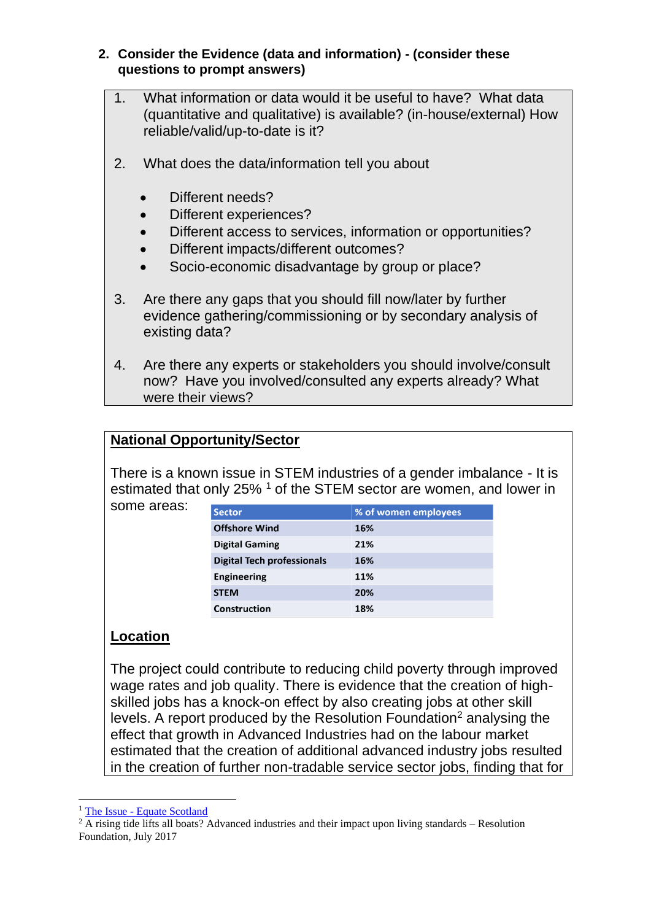2. **Consider the Evidence (data and information) - (consider these questions to prompt answers)**

1. What information or data would it be useful to have? What data (quantitative and qualitative) is available? (in-house/external) How reliable/valid/up-to-date is it?

2. What does the data/information tell you about

   - Different needs?
   - Different experiences?
   - Different access to services, information or opportunities?
   - Different impacts/different outcomes?
   - Socio-economic disadvantage by group or place?

3. Are there any gaps that you should fill now/later by further evidence gathering/commissioning or by secondary analysis of existing data?

4. Are there any experts or stakeholders you should involve/consult now? Have you involved/consulted any experts already? What were their views?

**National Opportunity/Sector**

There is a known issue in STEM industries of a gender imbalance - It is estimated that only 25% [1] of the STEM sector are women, and lower in some areas:

| Sector | % of women employees |
|---|---|
| Offshore Wind | 16% |
| Digital Gaming | 21% |
| Digital Tech professionals | 16% |
| Engineering | 11% |
| STEM | 20% |
| Construction | 18% |

**Location**

The project could contribute to reducing child poverty through improved wage rates and job quality. There is evidence that the creation of high-skilled jobs has a knock-on effect by also creating jobs at other skill levels. A report produced by the Resolution Foundation[2] analysing the effect that growth in Advanced Industries had on the labour market estimated that the creation of additional advanced industry jobs resulted in the creation of further non-tradable service sector jobs, finding that for

[1] The Issue - Equate Scotland

[2] A rising tide lifts all boats? Advanced industries and their impact upon living standards – Resolution Foundation, July 2017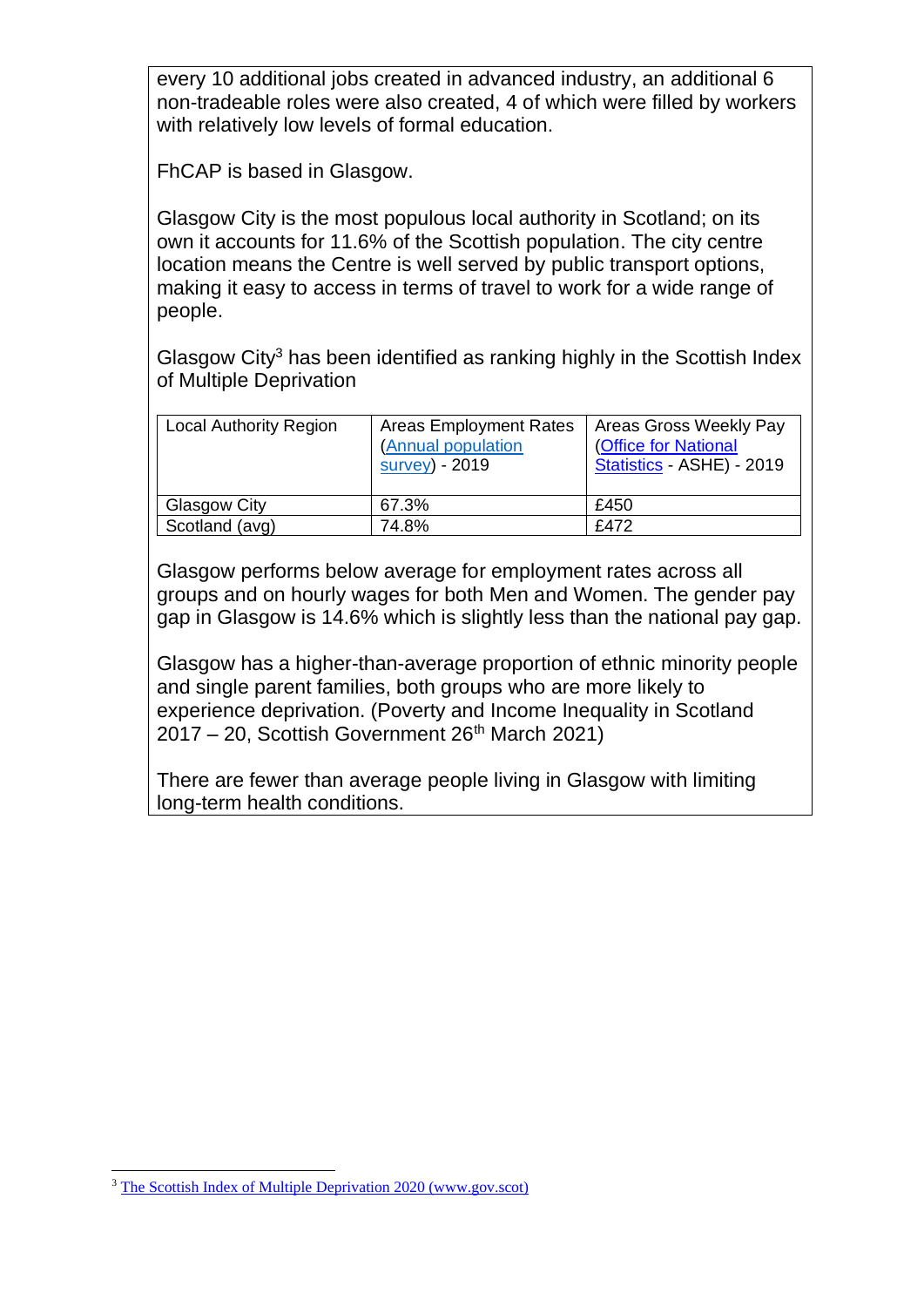every 10 additional jobs created in advanced industry, an additional 6 non-tradeable roles were also created, 4 of which were filled by workers with relatively low levels of formal education.

FhCAP is based in Glasgow.

Glasgow City is the most populous local authority in Scotland; on its own it accounts for 11.6% of the Scottish population. The city centre location means the Centre is well served by public transport options, making it easy to access in terms of travel to work for a wide range of people.

Glasgow City[3] has been identified as ranking highly in the Scottish Index of Multiple Deprivation

| Local Authority Region | Areas Employment Rates (Annual population survey) - 2019 | Areas Gross Weekly Pay (Office for National Statistics - ASHE) - 2019 |
|---|---|---|
| Glasgow City | 67.3% | £450 |
| Scotland (avg) | 74.8% | £472 |

Glasgow performs below average for employment rates across all groups and on hourly wages for both Men and Women. The gender pay gap in Glasgow is 14.6% which is slightly less than the national pay gap.

Glasgow has a higher-than-average proportion of ethnic minority people and single parent families, both groups who are more likely to experience deprivation. (Poverty and Income Inequality in Scotland 2017 – 20, Scottish Government 26th March 2021)

There are fewer than average people living in Glasgow with limiting long-term health conditions.

[3] The Scottish Index of Multiple Deprivation 2020 (www.gov.scot)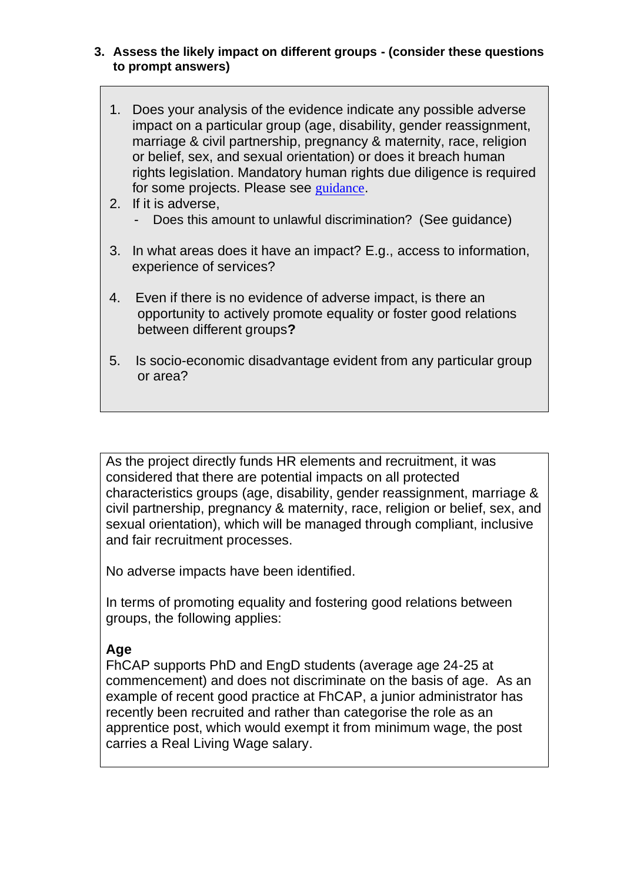3. **Assess the likely impact on different groups - (consider these questions to prompt answers)**

> 1. Does your analysis of the evidence indicate any possible adverse impact on a particular group (age, disability, gender reassignment, marriage & civil partnership, pregnancy & maternity, race, religion or belief, sex, and sexual orientation) or does it breach human rights legislation. Mandatory human rights due diligence is required for some projects. Please see guidance.
> 2. If it is adverse,
>    - Does this amount to unlawful discrimination? (See guidance)
> 3. In what areas does it have an impact? E.g., access to information, experience of services?
> 4. Even if there is no evidence of adverse impact, is there an opportunity to actively promote equality or foster good relations between different groups**?**
> 5. Is socio-economic disadvantage evident from any particular group or area?

As the project directly funds HR elements and recruitment, it was considered that there are potential impacts on all protected characteristics groups (age, disability, gender reassignment, marriage & civil partnership, pregnancy & maternity, race, religion or belief, sex, and sexual orientation), which will be managed through compliant, inclusive and fair recruitment processes.

No adverse impacts have been identified.

In terms of promoting equality and fostering good relations between groups, the following applies:

**Age**

FhCAP supports PhD and EngD students (average age 24-25 at commencement) and does not discriminate on the basis of age. As an example of recent good practice at FhCAP, a junior administrator has recently been recruited and rather than categorise the role as an apprentice post, which would exempt it from minimum wage, the post carries a Real Living Wage salary.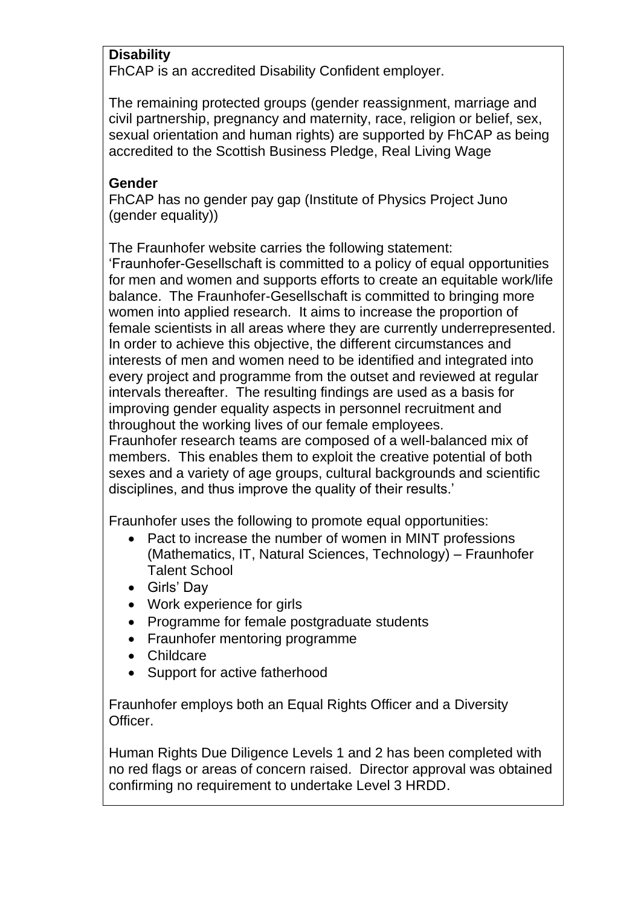**Disability**

FhCAP is an accredited Disability Confident employer.

The remaining protected groups (gender reassignment, marriage and civil partnership, pregnancy and maternity, race, religion or belief, sex, sexual orientation and human rights) are supported by FhCAP as being accredited to the Scottish Business Pledge, Real Living Wage

**Gender**

FhCAP has no gender pay gap (Institute of Physics Project Juno (gender equality))

The Fraunhofer website carries the following statement:
'Fraunhofer-Gesellschaft is committed to a policy of equal opportunities for men and women and supports efforts to create an equitable work/life balance. The Fraunhofer-Gesellschaft is committed to bringing more women into applied research. It aims to increase the proportion of female scientists in all areas where they are currently underrepresented. In order to achieve this objective, the different circumstances and interests of men and women need to be identified and integrated into every project and programme from the outset and reviewed at regular intervals thereafter. The resulting findings are used as a basis for improving gender equality aspects in personnel recruitment and throughout the working lives of our female employees.
Fraunhofer research teams are composed of a well-balanced mix of members. This enables them to exploit the creative potential of both sexes and a variety of age groups, cultural backgrounds and scientific disciplines, and thus improve the quality of their results.'

Fraunhofer uses the following to promote equal opportunities:

- Pact to increase the number of women in MINT professions (Mathematics, IT, Natural Sciences, Technology) – Fraunhofer Talent School
- Girls' Day
- Work experience for girls
- Programme for female postgraduate students
- Fraunhofer mentoring programme
- Childcare
- Support for active fatherhood

Fraunhofer employs both an Equal Rights Officer and a Diversity Officer.

Human Rights Due Diligence Levels 1 and 2 has been completed with no red flags or areas of concern raised. Director approval was obtained confirming no requirement to undertake Level 3 HRDD.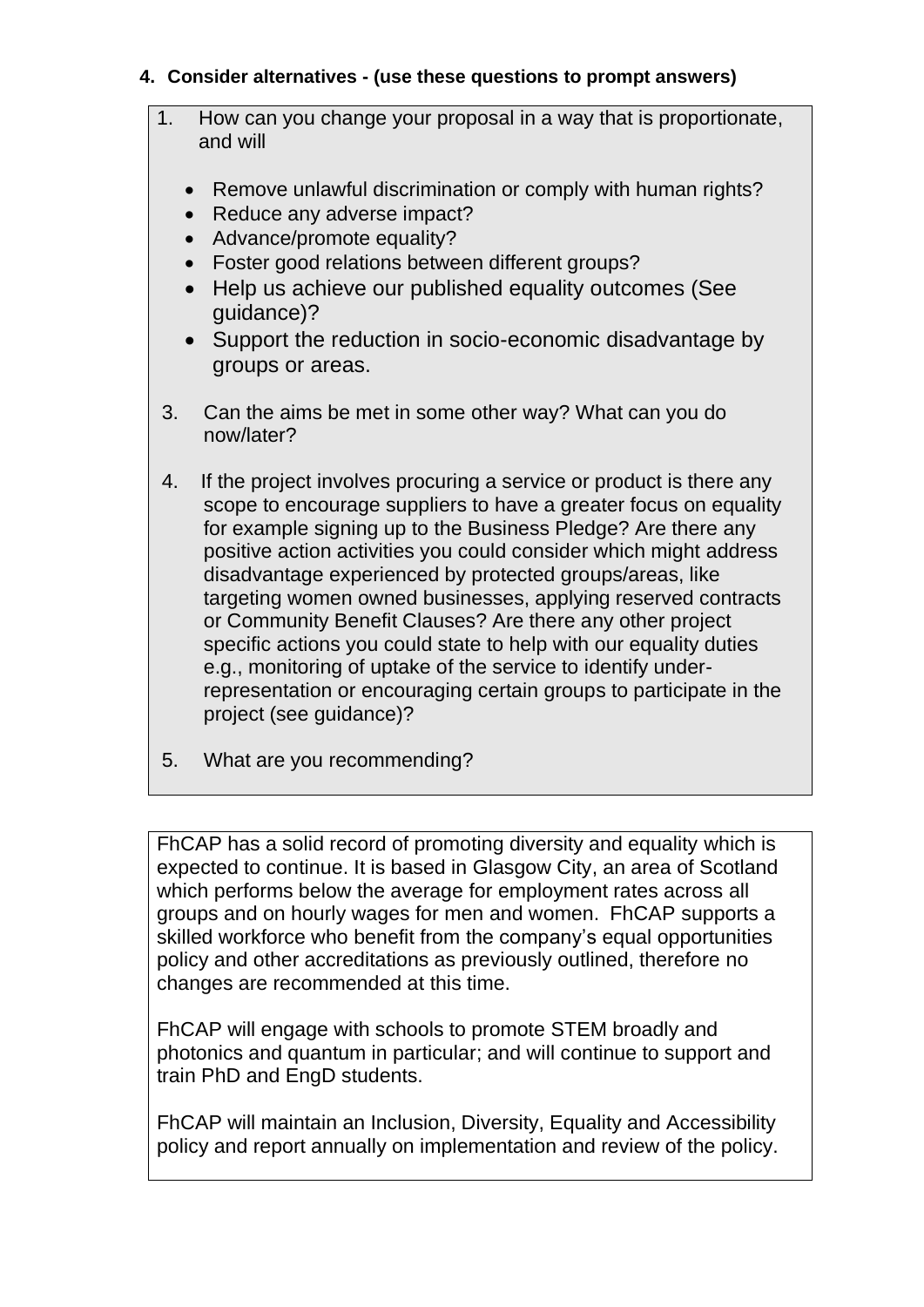**4. Consider alternatives - (use these questions to prompt answers)**

1. How can you change your proposal in a way that is proportionate, and will

   - Remove unlawful discrimination or comply with human rights?
   - Reduce any adverse impact?
   - Advance/promote equality?
   - Foster good relations between different groups?
   - Help us achieve our published equality outcomes (See guidance)?
   - Support the reduction in socio-economic disadvantage by groups or areas.

3. Can the aims be met in some other way? What can you do now/later?

4. If the project involves procuring a service or product is there any scope to encourage suppliers to have a greater focus on equality for example signing up to the Business Pledge? Are there any positive action activities you could consider which might address disadvantage experienced by protected groups/areas, like targeting women owned businesses, applying reserved contracts or Community Benefit Clauses? Are there any other project specific actions you could state to help with our equality duties e.g., monitoring of uptake of the service to identify under-representation or encouraging certain groups to participate in the project (see guidance)?

5. What are you recommending?

FhCAP has a solid record of promoting diversity and equality which is expected to continue. It is based in Glasgow City, an area of Scotland which performs below the average for employment rates across all groups and on hourly wages for men and women. FhCAP supports a skilled workforce who benefit from the company's equal opportunities policy and other accreditations as previously outlined, therefore no changes are recommended at this time.

FhCAP will engage with schools to promote STEM broadly and photonics and quantum in particular; and will continue to support and train PhD and EngD students.

FhCAP will maintain an Inclusion, Diversity, Equality and Accessibility policy and report annually on implementation and review of the policy.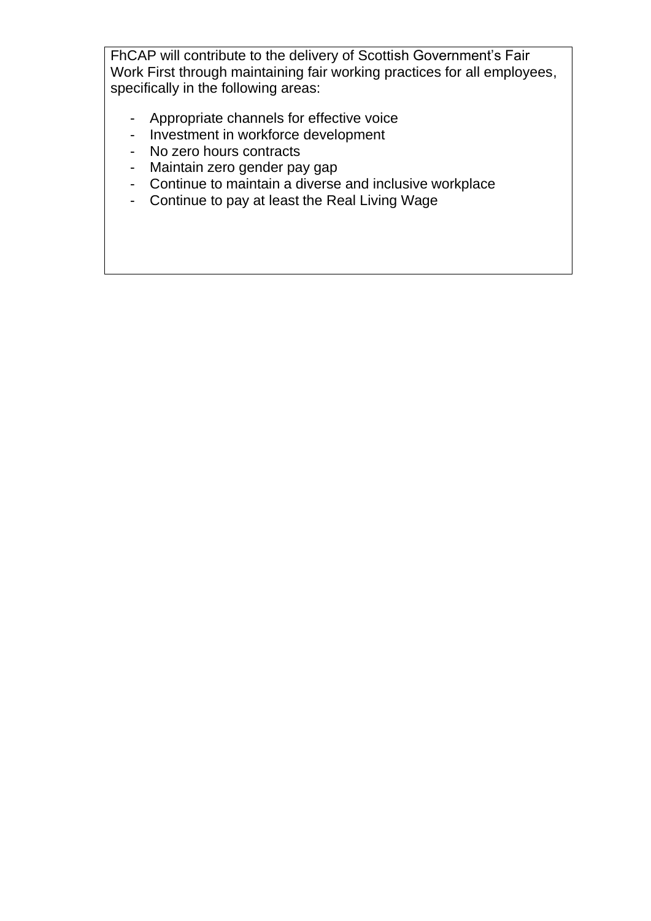FhCAP will contribute to the delivery of Scottish Government's Fair Work First through maintaining fair working practices for all employees, specifically in the following areas:

- Appropriate channels for effective voice
- Investment in workforce development
- No zero hours contracts
- Maintain zero gender pay gap
- Continue to maintain a diverse and inclusive workplace
- Continue to pay at least the Real Living Wage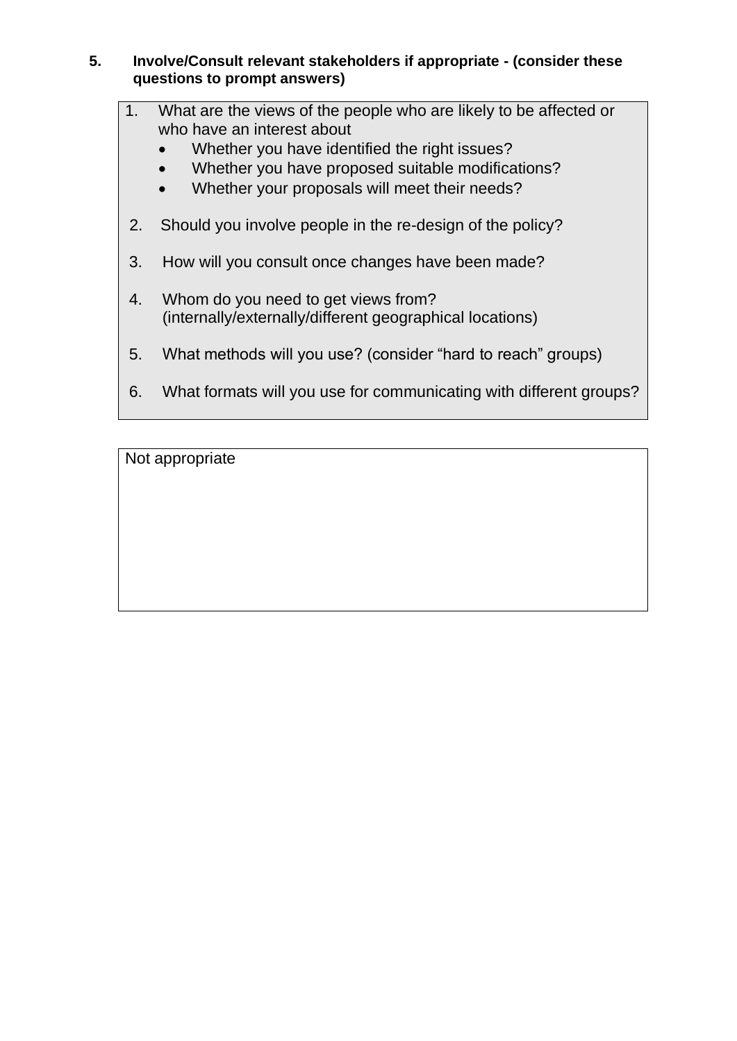**5. Involve/Consult relevant stakeholders if appropriate - (consider these questions to prompt answers)**

1. What are the views of the people who are likely to be affected or who have an interest about
   - Whether you have identified the right issues?
   - Whether you have proposed suitable modifications?
   - Whether your proposals will meet their needs?
2. Should you involve people in the re-design of the policy?
3. How will you consult once changes have been made?
4. Whom do you need to get views from? (internally/externally/different geographical locations)
5. What methods will you use? (consider "hard to reach" groups)
6. What formats will you use for communicating with different groups?

Not appropriate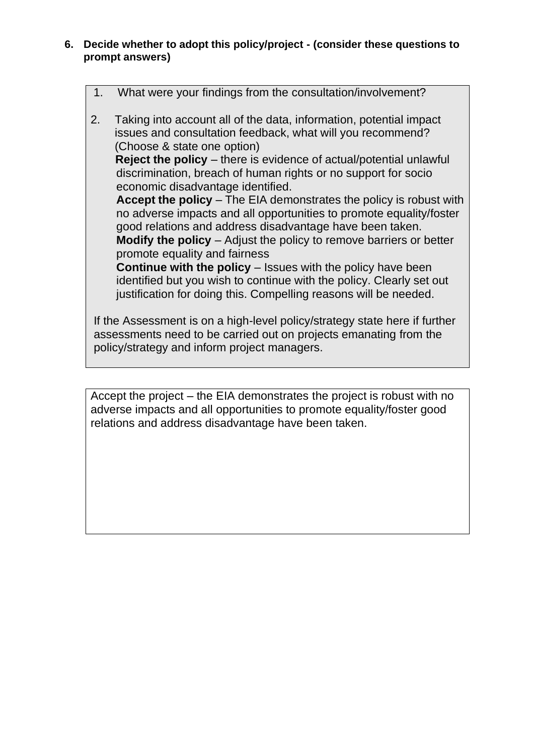**6. Decide whether to adopt this policy/project - (consider these questions to prompt answers)**

1. What were your findings from the consultation/involvement?

2. Taking into account all of the data, information, potential impact issues and consultation feedback, what will you recommend? (Choose & state one option)

   **Reject the policy** – there is evidence of actual/potential unlawful discrimination, breach of human rights or no support for socio economic disadvantage identified.

   **Accept the policy** – The EIA demonstrates the policy is robust with no adverse impacts and all opportunities to promote equality/foster good relations and address disadvantage have been taken.

   **Modify the policy** – Adjust the policy to remove barriers or better promote equality and fairness

   **Continue with the policy** – Issues with the policy have been identified but you wish to continue with the policy. Clearly set out justification for doing this. Compelling reasons will be needed.

If the Assessment is on a high-level policy/strategy state here if further assessments need to be carried out on projects emanating from the policy/strategy and inform project managers.

Accept the project – the EIA demonstrates the project is robust with no adverse impacts and all opportunities to promote equality/foster good relations and address disadvantage have been taken.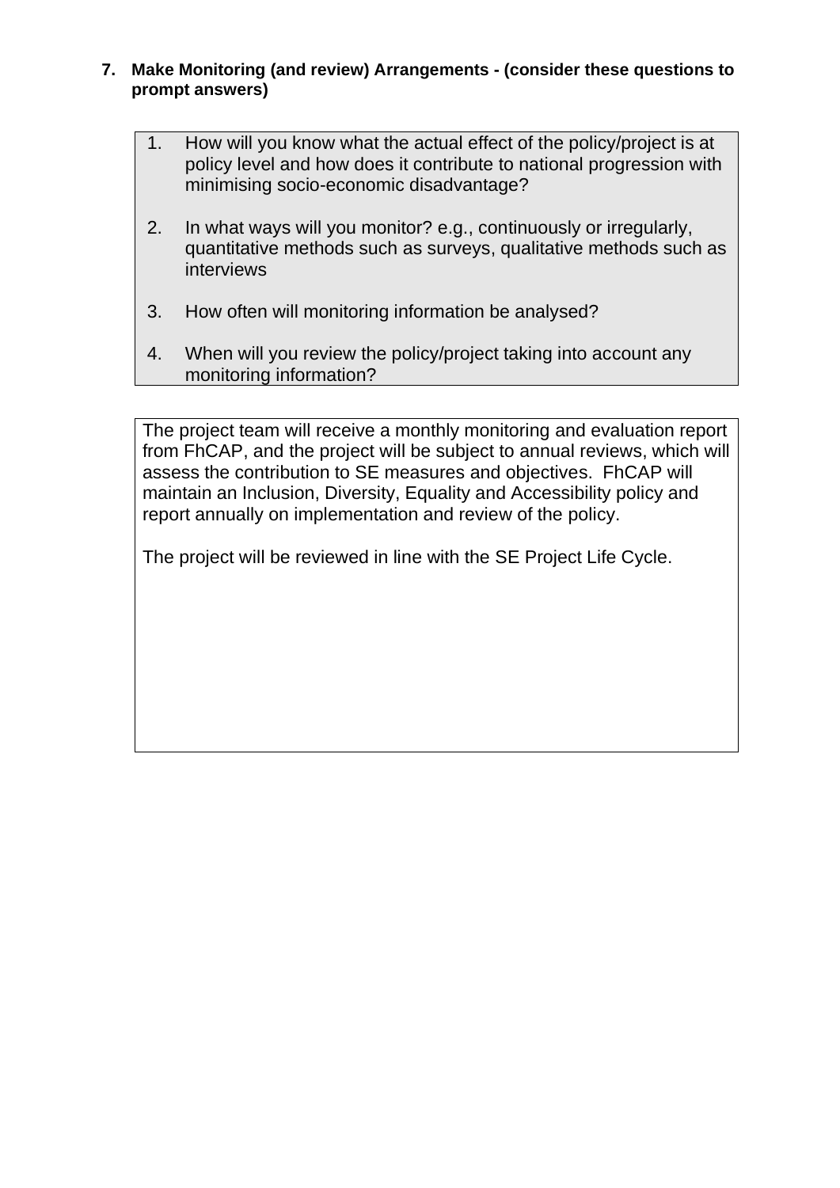**7. Make Monitoring (and review) Arrangements - (consider these questions to prompt answers)**

1. How will you know what the actual effect of the policy/project is at policy level and how does it contribute to national progression with minimising socio-economic disadvantage?

2. In what ways will you monitor? e.g., continuously or irregularly, quantitative methods such as surveys, qualitative methods such as interviews

3. How often will monitoring information be analysed?

4. When will you review the policy/project taking into account any monitoring information?

The project team will receive a monthly monitoring and evaluation report from FhCAP, and the project will be subject to annual reviews, which will assess the contribution to SE measures and objectives. FhCAP will maintain an Inclusion, Diversity, Equality and Accessibility policy and report annually on implementation and review of the policy.

The project will be reviewed in line with the SE Project Life Cycle.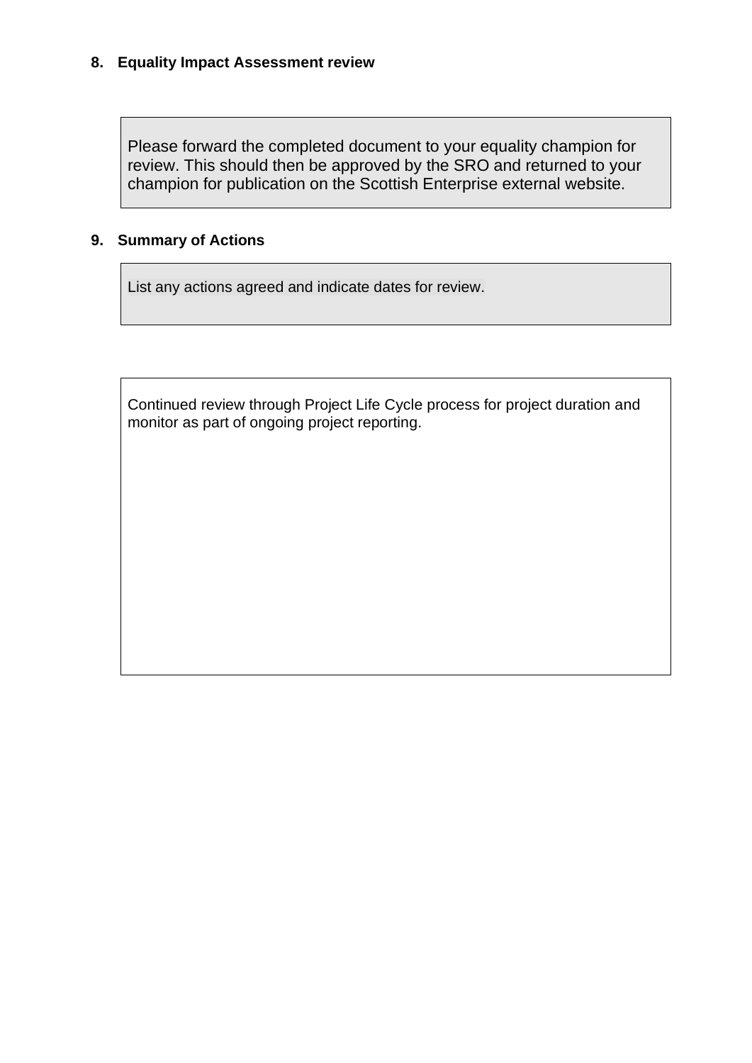## 8. Equality Impact Assessment review

Please forward the completed document to your equality champion for review. This should then be approved by the SRO and returned to your champion for publication on the Scottish Enterprise external website.

## 9. Summary of Actions

List any actions agreed and indicate dates for review.

Continued review through Project Life Cycle process for project duration and monitor as part of ongoing project reporting.